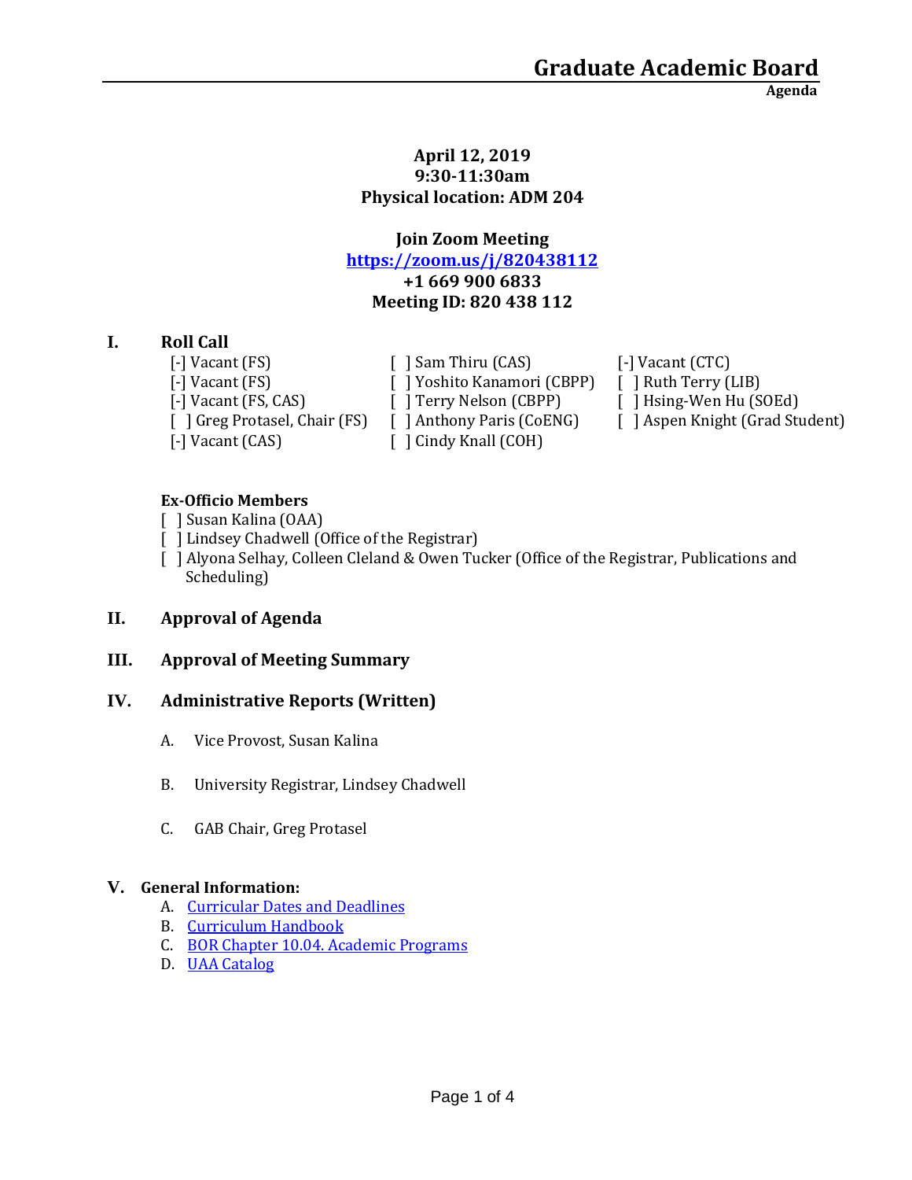# Graduate Academic Board

**Agenda**

**April 12, 2019**
**9:30-11:30am**
**Physical location: ADM 204**

**Join Zoom Meeting**
**[https://zoom.us/j/820438112](https://zoom.us/j/820438112)**
**+1 669 900 6833**
**Meeting ID: 820 438 112**

## I. Roll Call

[-] Vacant (FS)
[-] Vacant (FS)
[-] Vacant (FS, CAS)
[ ] Greg Protasel, Chair (FS)
[-] Vacant (CAS)
[ ] Sam Thiru (CAS)
[ ] Yoshito Kanamori (CBPP)
[ ] Terry Nelson (CBPP)
[ ] Anthony Paris (CoENG)
[ ] Cindy Knall (COH)
[-] Vacant (CTC)
[ ] Ruth Terry (LIB)
[ ] Hsing-Wen Hu (SOEd)
[ ] Aspen Knight (Grad Student)

**Ex-Officio Members**

[ ] Susan Kalina (OAA)
[ ] Lindsey Chadwell (Office of the Registrar)
[ ] Alyona Selhay, Colleen Cleland & Owen Tucker (Office of the Registrar, Publications and Scheduling)

## II. Approval of Agenda

## III. Approval of Meeting Summary

## IV. Administrative Reports (Written)

A. Vice Provost, Susan Kalina

B. University Registrar, Lindsey Chadwell

C. GAB Chair, Greg Protasel

## V. General Information:

A. Curricular Dates and Deadlines
B. Curriculum Handbook
C. BOR Chapter 10.04. Academic Programs
D. UAA Catalog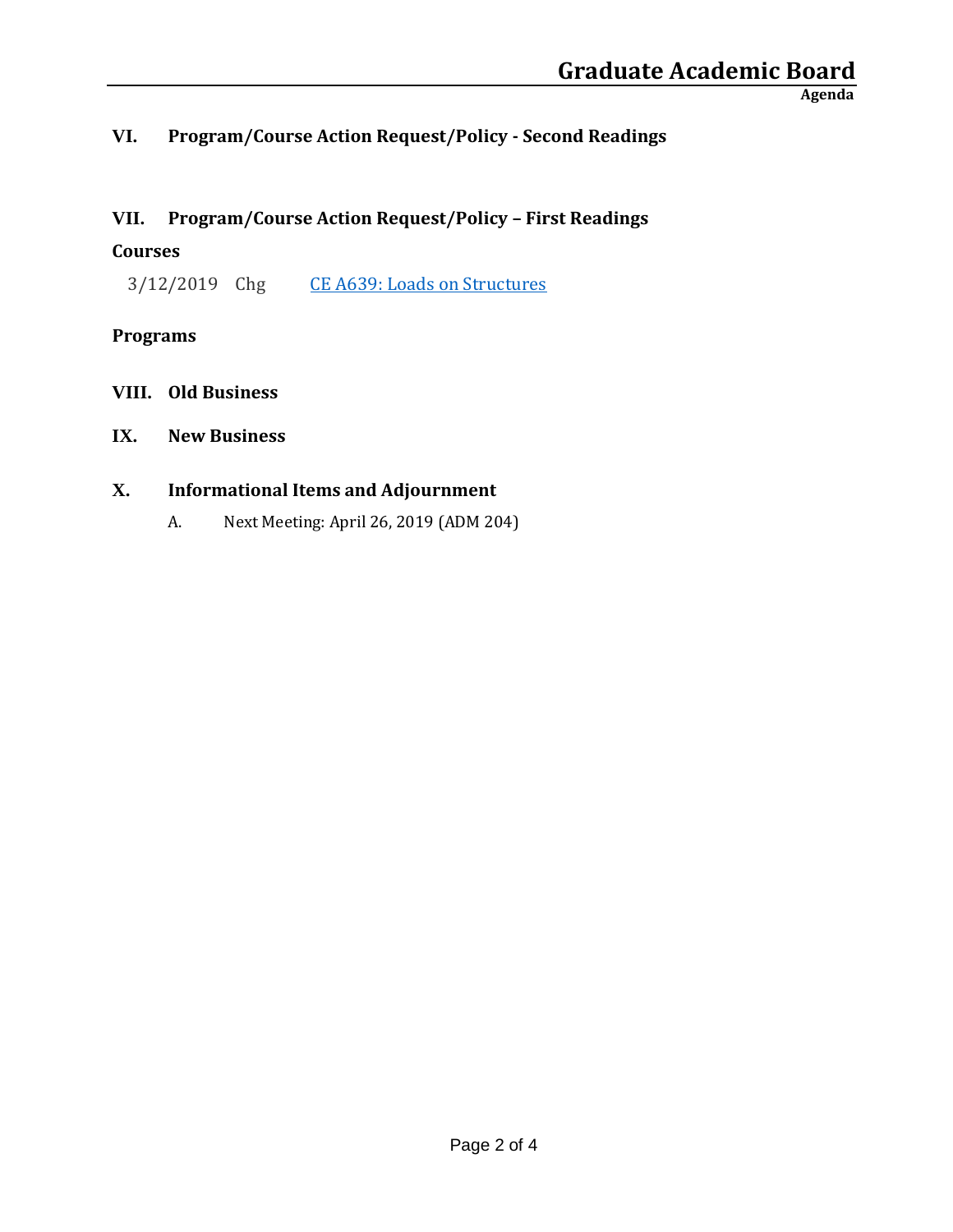## VI. Program/Course Action Request/Policy - Second Readings

## VII. Program/Course Action Request/Policy – First Readings

### Courses

3/12/2019 Chg [CE A639: Loads on Structures]

### Programs

## VIII. Old Business

## IX. New Business

## X. Informational Items and Adjournment

A. Next Meeting: April 26, 2019 (ADM 204)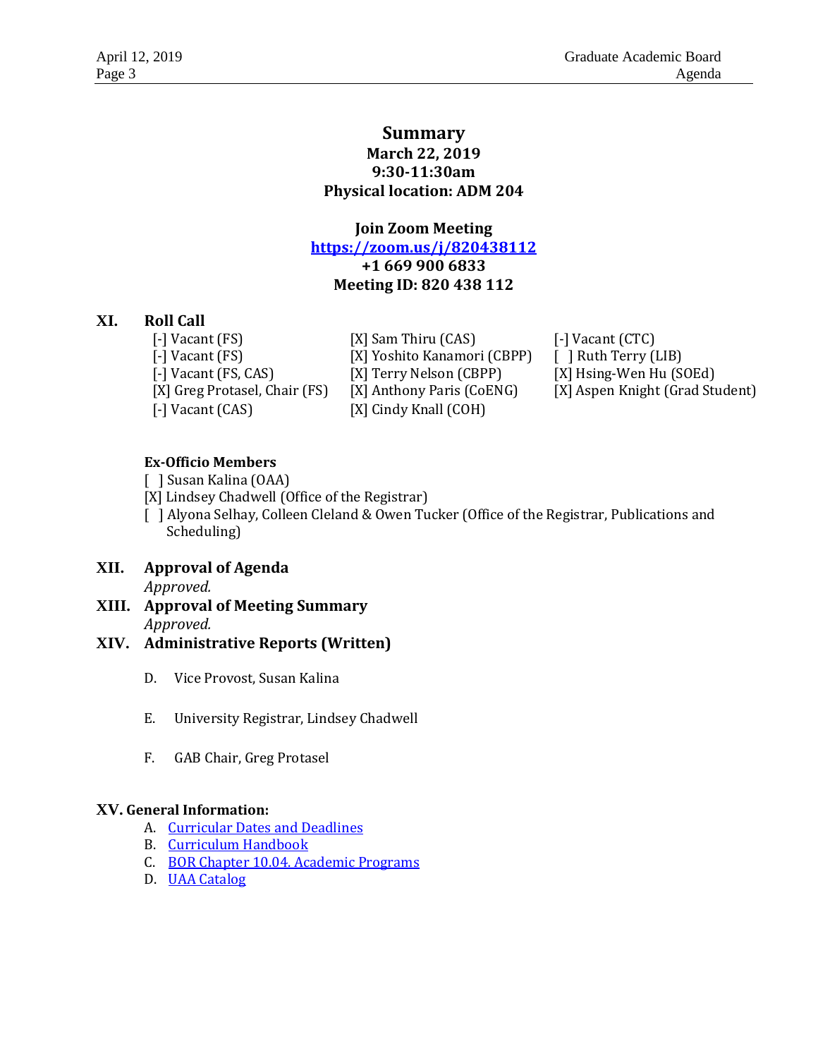# Summary

**March 22, 2019**
**9:30-11:30am**
**Physical location: ADM 204**

**Join Zoom Meeting**
**[https://zoom.us/j/820438112](https://zoom.us/j/820438112)**
**+1 669 900 6833**
**Meeting ID: 820 438 112**

## XI. Roll Call

[-] Vacant (FS)
[-] Vacant (FS)
[-] Vacant (FS, CAS)
[X] Greg Protasel, Chair (FS)
[-] Vacant (CAS)
[X] Sam Thiru (CAS)
[X] Yoshito Kanamori (CBPP)
[X] Terry Nelson (CBPP)
[X] Anthony Paris (CoENG)
[X] Cindy Knall (COH)
[-] Vacant (CTC)
[ ] Ruth Terry (LIB)
[X] Hsing-Wen Hu (SOEd)
[X] Aspen Knight (Grad Student)

**Ex-Officio Members**

[ ] Susan Kalina (OAA)
[X] Lindsey Chadwell (Office of the Registrar)
[ ] Alyona Selhay, Colleen Cleland & Owen Tucker (Office of the Registrar, Publications and Scheduling)

## XII. Approval of Agenda

*Approved.*

## XIII. Approval of Meeting Summary

*Approved.*

## XIV. Administrative Reports (Written)

D. Vice Provost, Susan Kalina

E. University Registrar, Lindsey Chadwell

F. GAB Chair, Greg Protasel

## XV. General Information:

A. Curricular Dates and Deadlines
B. Curriculum Handbook
C. BOR Chapter 10.04. Academic Programs
D. UAA Catalog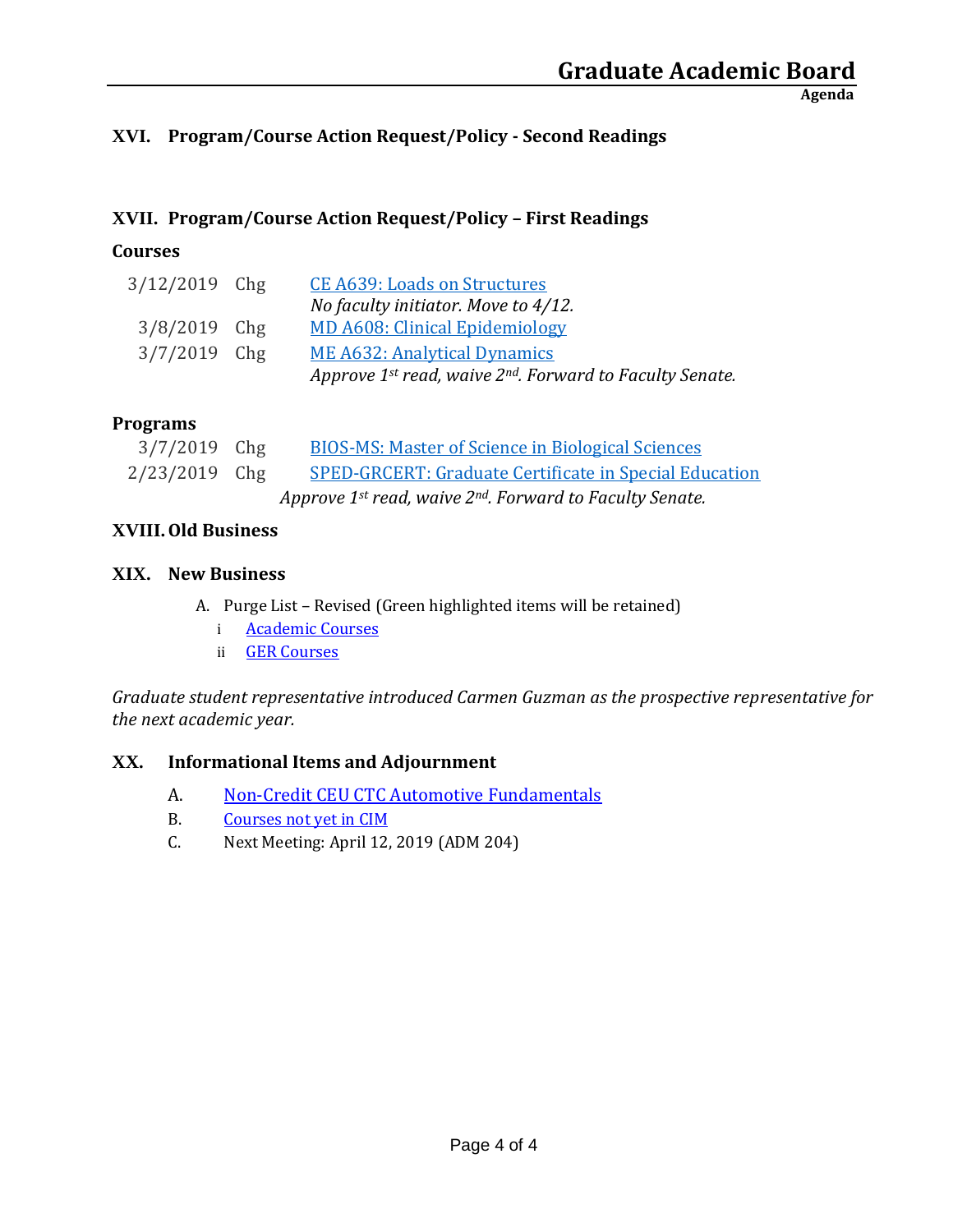## XVI. Program/Course Action Request/Policy - Second Readings

## XVII. Program/Course Action Request/Policy – First Readings

### Courses

| | | |
|---|---|---|
| 3/12/2019 | Chg | CE A639: Loads on Structures<br>*No faculty initiator. Move to 4/12.* |
| 3/8/2019 | Chg | MD A608: Clinical Epidemiology |
| 3/7/2019 | Chg | ME A632: Analytical Dynamics<br>*Approve 1st read, waive 2nd. Forward to Faculty Senate.* |

### Programs

| | | |
|---|---|---|
| 3/7/2019 | Chg | BIOS-MS: Master of Science in Biological Sciences |
| 2/23/2019 | Chg | SPED-GRCERT: Graduate Certificate in Special Education |

*Approve 1st read, waive 2nd. Forward to Faculty Senate.*

## XVIII. Old Business

## XIX. New Business

A. Purge List – Revised (Green highlighted items will be retained)
   - i Academic Courses
   - ii GER Courses

*Graduate student representative introduced Carmen Guzman as the prospective representative for the next academic year.*

## XX. Informational Items and Adjournment

A. Non-Credit CEU CTC Automotive Fundamentals

B. Courses not yet in CIM

C. Next Meeting: April 12, 2019 (ADM 204)